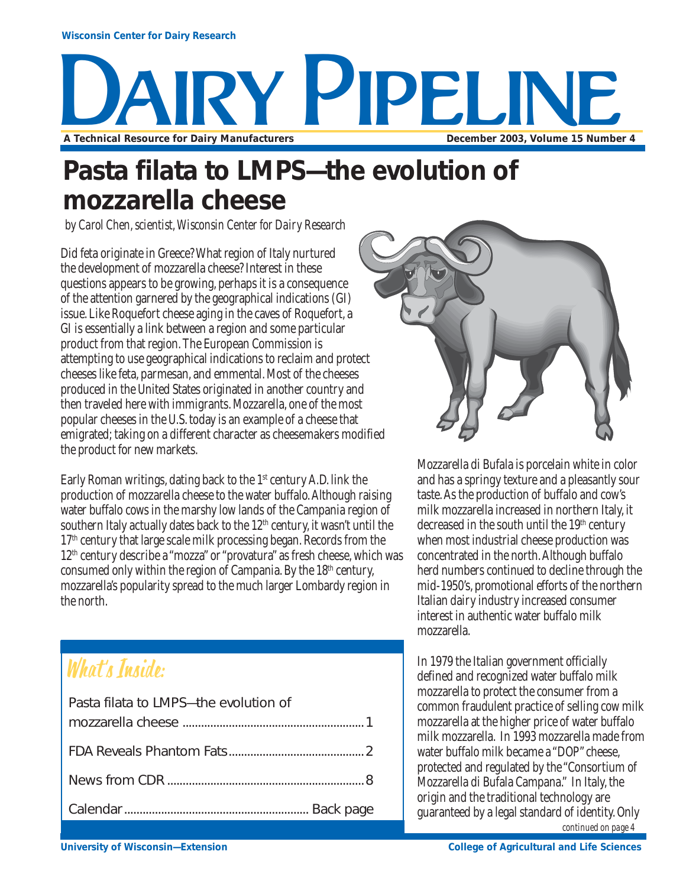**Wisconsin Center for Dairy Research**

# DAIRY PIPELINE

**A Technical Resource for Dairy Manufacturers** — **December 2003, Volume 15 Number 4**

# Pasta filata to LMPS—the evolution of mozzarella cheese

*by Carol Chen, scientist, Wisconsin Center for Dairy Research*

Did feta originate in Greece? What region of Italy nurtured the development of mozzarella cheese? Interest in these questions appears to be growing, perhaps it is a consequence of the attention garnered by the geographical indications (GI) issue. Like Roquefort cheese aging in the caves of Roquefort, a GI is essentially a link between a region and some particular product from that region. The European Commission is attempting to use geographical indications to reclaim and protect cheeses like feta, parmesan, and emmental. Most of the cheeses produced in the United States originated in another country and then traveled here with immigrants. Mozzarella, one of the most popular cheeses in the U.S. today is an example of a cheese that emigrated; taking on a different character as cheesemakers modified the product for new markets.

Early Roman writings, dating back to the 1st century A.D. link the production of mozzarella cheese to the water buffalo. Although raising water buffalo cows in the marshy low lands of the Campania region of southern Italy actually dates back to the 12th century, it wasn't until the 17th century that large scale milk processing began. Records from the 12th century describe a "mozza" or "provatura" as fresh cheese, which was consumed only within the region of Campania. By the 18th century, mozzarella's popularity spread to the much larger Lombardy region in the north.

Mozzarella di Bufala is porcelain white in color and has a springy texture and a pleasantly sour taste. As the production of buffalo and cow's milk mozzarella increased in northern Italy, it decreased in the south until the 19th century when most industrial cheese production was concentrated in the north. Although buffalo herd numbers continued to decline through the mid-1950's, promotional efforts of the northern Italian dairy industry increased consumer interest in authentic water buffalo milk mozzarella.

In 1979 the Italian government officially defined and recognized water buffalo milk mozzarella to protect the consumer from a common fraudulent practice of selling cow milk mozzarella at the higher price of water buffalo milk mozzarella. In 1993 mozzarella made from water buffalo milk became a "DOP" cheese, protected and regulated by the "Consortium of Mozzarella di Bufala Campana." In Italy, the origin and the traditional technology are guaranteed by a legal standard of identity. Only

*continued on page 4*

## What's Inside:

- Pasta filata to LMPS—the evolution of mozzarella cheese .......... 1
- FDA Reveals Phantom Fats .......... 2
- News from CDR .......... 8
- Calendar .......... Back page

**University of Wisconsin—Extension** — **College of Agricultural and Life Sciences**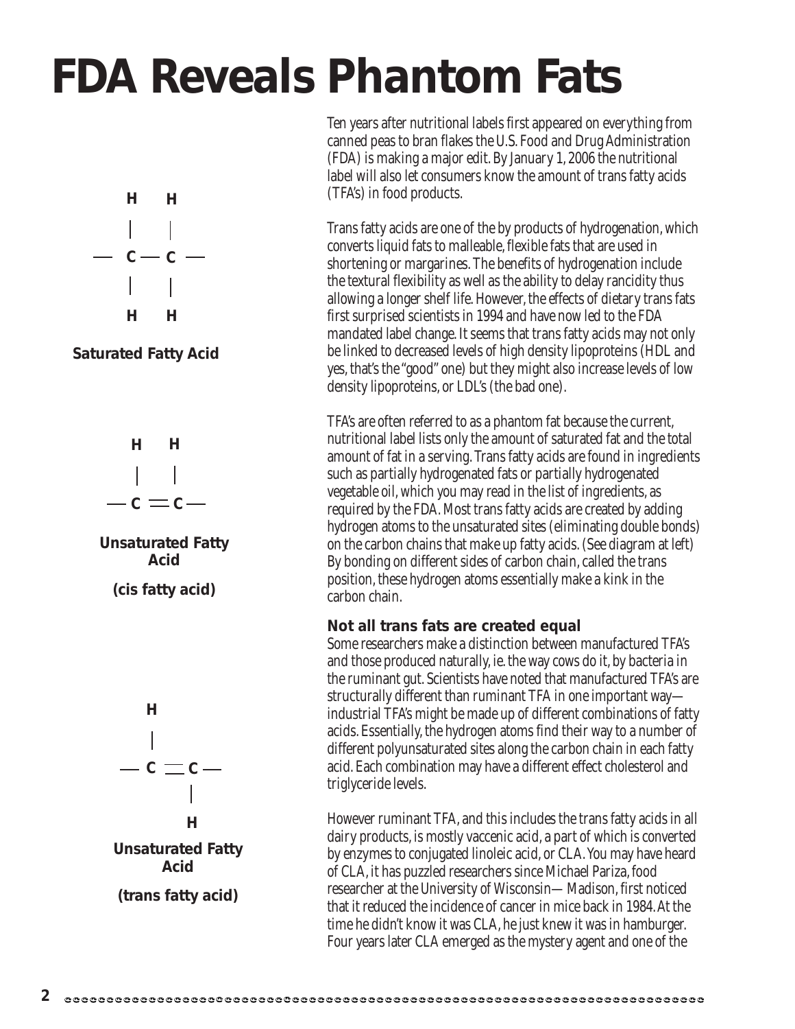# FDA Reveals Phantom Fats

```
H   H
|   |
— C — C —
|   |
H   H
```

**Saturated Fatty Acid**

```
H   H
|   |
— C = C —
```

**Unsaturated Fatty Acid**

**(cis fatty acid)**

```
H
|
— C = C —
      |
      H
```

**Unsaturated Fatty Acid**

**(trans fatty acid)**

Ten years after nutritional labels first appeared on everything from canned peas to bran flakes the U.S. Food and Drug Administration (FDA) is making a major edit. By January 1, 2006 the nutritional label will also let consumers know the amount of trans fatty acids (TFA's) in food products.

Trans fatty acids are one of the by products of hydrogenation, which converts liquid fats to malleable, flexible fats that are used in shortening or margarines. The benefits of hydrogenation include the textural flexibility as well as the ability to delay rancidity thus allowing a longer shelf life. However, the effects of dietary trans fats first surprised scientists in 1994 and have now led to the FDA mandated label change. It seems that trans fatty acids may not only be linked to decreased levels of high density lipoproteins (HDL and yes, that's the "good" one) but they might also increase levels of low density lipoproteins, or LDL's (the bad one).

TFA's are often referred to as a phantom fat because the current, nutritional label lists only the amount of saturated fat and the total amount of fat in a serving. Trans fatty acids are found in ingredients such as partially hydrogenated fats or partially hydrogenated vegetable oil, which you may read in the list of ingredients, as required by the FDA. Most trans fatty acids are created by adding hydrogen atoms to the unsaturated sites (eliminating double bonds) on the carbon chains that make up fatty acids. (See diagram at left) By bonding on different sides of carbon chain, called the trans position, these hydrogen atoms essentially make a kink in the carbon chain.

### Not all trans fats are created equal

Some researchers make a distinction between manufactured TFA's and those produced naturally, ie. the way cows do it, by bacteria in the ruminant gut. Scientists have noted that manufactured TFA's are structurally different than ruminant TFA in one important way—industrial TFA's might be made up of different combinations of fatty acids. Essentially, the hydrogen atoms find their way to a number of different polyunsaturated sites along the carbon chain in each fatty acid. Each combination may have a different effect cholesterol and triglyceride levels.

However ruminant TFA, and this includes the trans fatty acids in all dairy products, is mostly vaccenic acid, a part of which is converted by enzymes to conjugated linoleic acid, or CLA. You may have heard of CLA, it has puzzled researchers since Michael Pariza, food researcher at the University of Wisconsin— Madison, first noticed that it reduced the incidence of cancer in mice back in 1984. At the time he didn't know it was CLA, he just knew it was in hamburger. Four years later CLA emerged as the mystery agent and one of the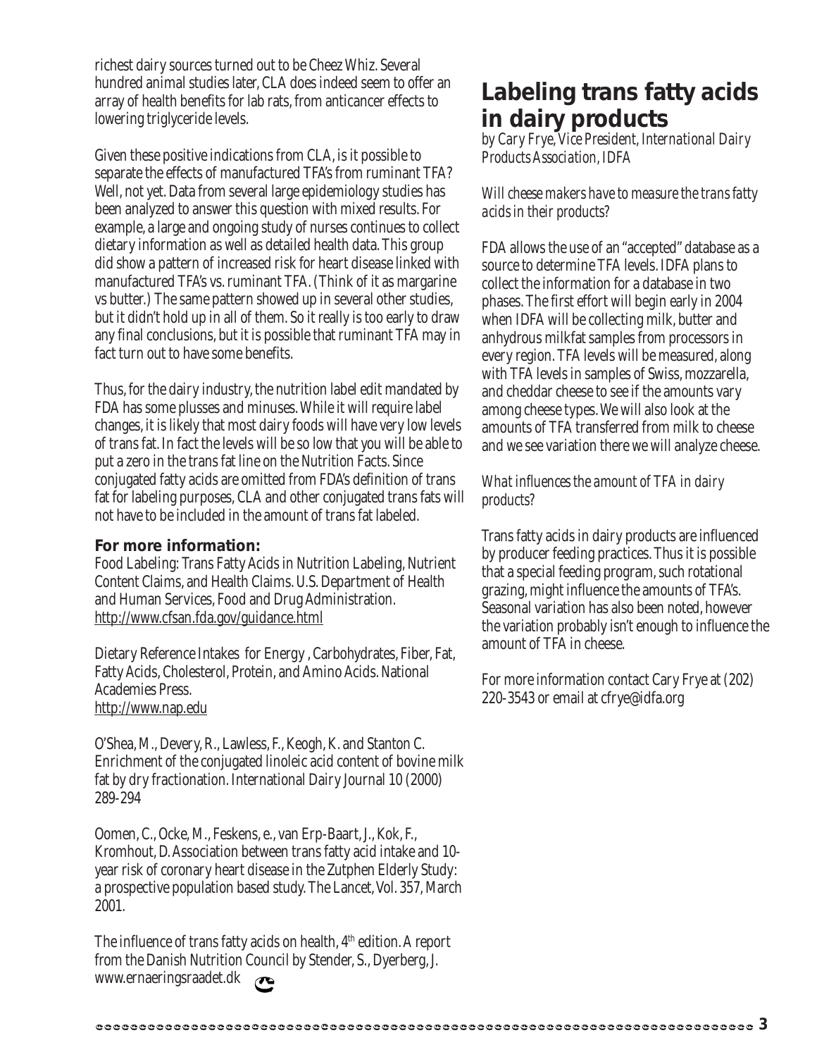richest dairy sources turned out to be Cheez Whiz. Several hundred animal studies later, CLA does indeed seem to offer an array of health benefits for lab rats, from anticancer effects to lowering triglyceride levels.

Given these positive indications from CLA, is it possible to separate the effects of manufactured TFA's from ruminant TFA? Well, not yet. Data from several large epidemiology studies has been analyzed to answer this question with mixed results. For example, a large and ongoing study of nurses continues to collect dietary information as well as detailed health data. This group did show a pattern of increased risk for heart disease linked with manufactured TFA's vs. ruminant TFA. (Think of it as margarine vs butter.) The same pattern showed up in several other studies, but it didn't hold up in all of them. So it really is too early to draw any final conclusions, but it is possible that ruminant TFA may in fact turn out to have some benefits.

Thus, for the dairy industry, the nutrition label edit mandated by FDA has some plusses and minuses. While it will require label changes, it is likely that most dairy foods will have very low levels of trans fat. In fact the levels will be so low that you will be able to put a zero in the trans fat line on the Nutrition Facts. Since conjugated fatty acids are omitted from FDA's definition of trans fat for labeling purposes, CLA and other conjugated trans fats will not have to be included in the amount of trans fat labeled.

**For more information:**

Food Labeling: Trans Fatty Acids in Nutrition Labeling, Nutrient Content Claims, and Health Claims. U.S. Department of Health and Human Services, Food and Drug Administration.
http://www.cfsan.fda.gov/guidance.html

Dietary Reference Intakes for Energy , Carbohydrates, Fiber, Fat, Fatty Acids, Cholesterol, Protein, and Amino Acids. National Academies Press.
http://www.nap.edu

O'Shea, M., Devery, R., Lawless, F., Keogh, K. and Stanton C. Enrichment of the conjugated linoleic acid content of bovine milk fat by dry fractionation. International Dairy Journal 10 (2000) 289-294

Oomen, C., Ocke, M., Feskens, e., van Erp-Baart, J., Kok, F., Kromhout, D. Association between trans fatty acid intake and 10-year risk of coronary heart disease in the Zutphen Elderly Study: a prospective population based study. The Lancet, Vol. 357, March 2001.

The influence of trans fatty acids on health, 4th edition. A report from the Danish Nutrition Council by Stender, S., Dyerberg, J. www.ernaeringsraadet.dk

## Labeling trans fatty acids in dairy products

*by Cary Frye, Vice President, International Dairy Products Association, IDFA*

*Will cheese makers have to measure the trans fatty acids in their products?*

FDA allows the use of an "accepted" database as a source to determine TFA levels. IDFA plans to collect the information for a database in two phases. The first effort will begin early in 2004 when IDFA will be collecting milk, butter and anhydrous milkfat samples from processors in every region. TFA levels will be measured, along with TFA levels in samples of Swiss, mozzarella, and cheddar cheese to see if the amounts vary among cheese types. We will also look at the amounts of TFA transferred from milk to cheese and we see variation there we will analyze cheese.

*What influences the amount of TFA in dairy products?*

Trans fatty acids in dairy products are influenced by producer feeding practices. Thus it is possible that a special feeding program, such rotational grazing, might influence the amounts of TFA's. Seasonal variation has also been noted, however the variation probably isn't enough to influence the amount of TFA in cheese.

For more information contact Cary Frye at (202) 220-3543 or email at cfrye@idfa.org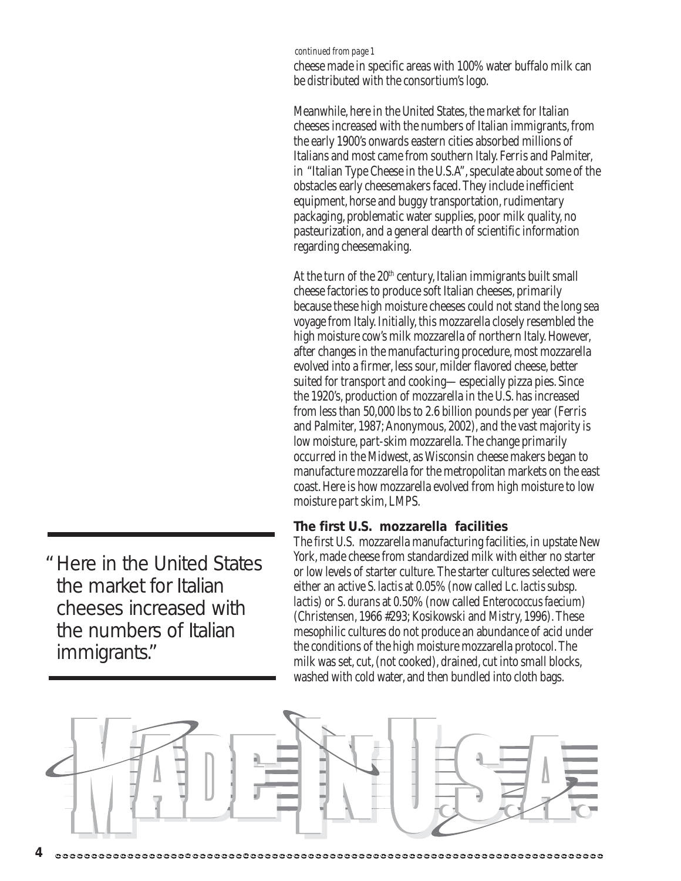*continued from page 1*

cheese made in specific areas with 100% water buffalo milk can be distributed with the consortium's logo.

Meanwhile, here in the United States, the market for Italian cheeses increased with the numbers of Italian immigrants, from the early 1900's onwards eastern cities absorbed millions of Italians and most came from southern Italy. Ferris and Palmiter, in "Italian Type Cheese in the U.S.A", speculate about some of the obstacles early cheesemakers faced. They include inefficient equipment, horse and buggy transportation, rudimentary packaging, problematic water supplies, poor milk quality, no pasteurization, and a general dearth of scientific information regarding cheesemaking.

At the turn of the 20th century, Italian immigrants built small cheese factories to produce soft Italian cheeses, primarily because these high moisture cheeses could not stand the long sea voyage from Italy. Initially, this mozzarella closely resembled the high moisture cow's milk mozzarella of northern Italy. However, after changes in the manufacturing procedure, most mozzarella evolved into a firmer, less sour, milder flavored cheese, better suited for transport and cooking— especially pizza pies. Since the 1920's, production of mozzarella in the U.S. has increased from less than 50,000 lbs to 2.6 billion pounds per year (Ferris and Palmiter, 1987; Anonymous, 2002), and the vast majority is low moisture, part-skim mozzarella. The change primarily occurred in the Midwest, as Wisconsin cheese makers began to manufacture mozzarella for the metropolitan markets on the east coast. Here is how mozzarella evolved from high moisture to low moisture part skim, LMPS.

> "Here in the United States the market for Italian cheeses increased with the numbers of Italian immigrants."

### The first U.S. mozzarella facilities

The first U.S. mozzarella manufacturing facilities, in upstate New York, made cheese from standardized milk with either no starter or low levels of starter culture. The starter cultures selected were either an active *S. lactis* at 0.05% (now called *Lc. lactis* subsp. *lactis*) or *S. durans* at 0.50% (now called *Enterococcus faecium*) (Christensen, 1966 #293; Kosikowski and Mistry, 1996). These mesophilic cultures do not produce an abundance of acid under the conditions of the high moisture mozzarella protocol. The milk was set, cut, (not cooked), drained, cut into small blocks, washed with cold water, and then bundled into cloth bags.

MADE IN U.S.A.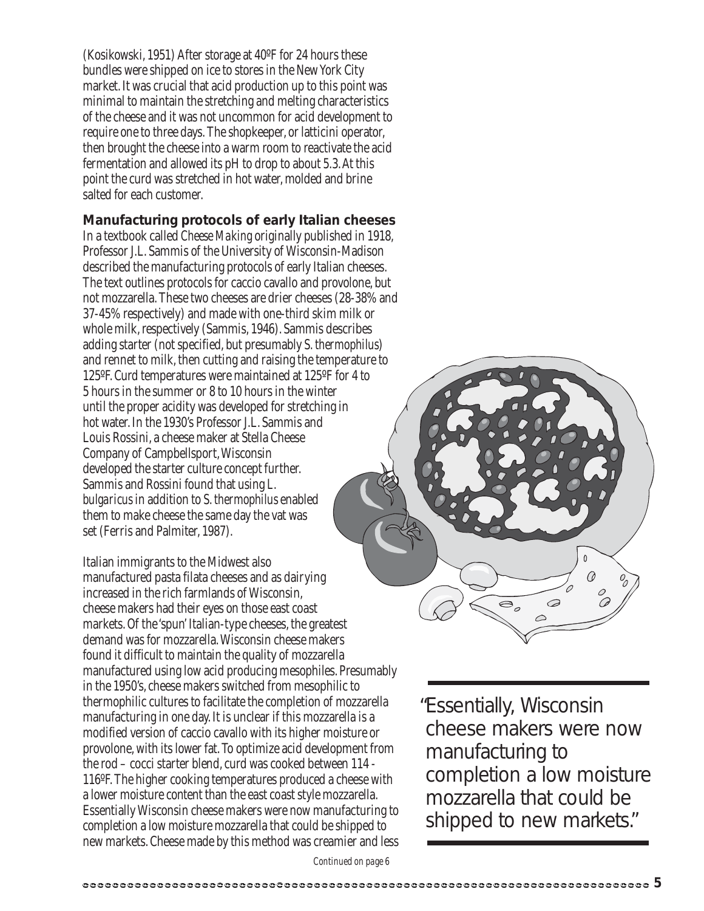(Kosikowski, 1951) After storage at 40ºF for 24 hours these bundles were shipped on ice to stores in the New York City market. It was crucial that acid production up to this point was minimal to maintain the stretching and melting characteristics of the cheese and it was not uncommon for acid development to require one to three days. The shopkeeper, or latticini operator, then brought the cheese into a warm room to reactivate the acid fermentation and allowed its pH to drop to about 5.3. At this point the curd was stretched in hot water, molded and brine salted for each customer.

## Manufacturing protocols of early Italian cheeses

In a textbook called *Cheese Making* originally published in 1918, Professor J.L. Sammis of the University of Wisconsin-Madison described the manufacturing protocols of early Italian cheeses. The text outlines protocols for caccio cavallo and provolone, but not mozzarella. These two cheeses are drier cheeses (28-38% and 37-45% respectively) and made with one-third skim milk or whole milk, respectively (Sammis, 1946). Sammis describes adding starter (not specified, but presumably *S. thermophilus*) and rennet to milk, then cutting and raising the temperature to 125ºF. Curd temperatures were maintained at 125ºF for 4 to 5 hours in the summer or 8 to 10 hours in the winter until the proper acidity was developed for stretching in hot water. In the 1930's Professor J.L. Sammis and Louis Rossini, a cheese maker at Stella Cheese Company of Campbellsport, Wisconsin developed the starter culture concept further. Sammis and Rossini found that using *L. bulgaricus* in addition to *S. thermophilus* enabled them to make cheese the same day the vat was set (Ferris and Palmiter, 1987).

Italian immigrants to the Midwest also manufactured pasta filata cheeses and as dairying increased in the rich farmlands of Wisconsin, cheese makers had their eyes on those east coast markets. Of the 'spun' Italian-type cheeses, the greatest demand was for mozzarella. Wisconsin cheese makers found it difficult to maintain the quality of mozzarella manufactured using low acid producing mesophiles. Presumably in the 1950's, cheese makers switched from mesophilic to thermophilic cultures to facilitate the completion of mozzarella manufacturing in one day. It is unclear if this mozzarella is a modified version of caccio cavallo with its higher moisture or provolone, with its lower fat. To optimize acid development from the rod – cocci starter blend, curd was cooked between 114 - 116ºF. The higher cooking temperatures produced a cheese with a lower moisture content than the east coast style mozzarella. Essentially Wisconsin cheese makers were now manufacturing to completion a low moisture mozzarella that could be shipped to new markets. Cheese made by this method was creamier and less

> "Essentially, Wisconsin cheese makers were now manufacturing to completion a low moisture mozzarella that could be shipped to new markets."

*Continued on page 6*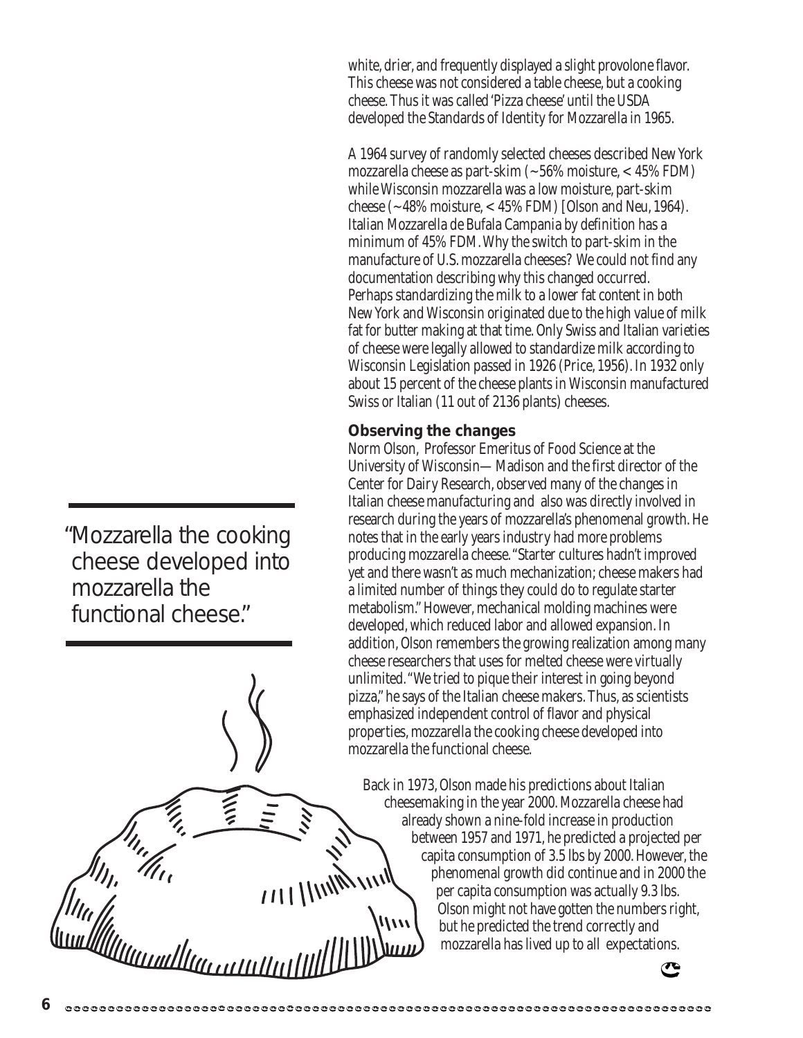white, drier, and frequently displayed a slight provolone flavor. This cheese was not considered a table cheese, but a cooking cheese. Thus it was called 'Pizza cheese' until the USDA developed the Standards of Identity for Mozzarella in 1965.

A 1964 survey of randomly selected cheeses described New York mozzarella cheese as part-skim (~56% moisture, < 45% FDM) while Wisconsin mozzarella was a low moisture, part-skim cheese (~48% moisture, < 45% FDM) [Olson and Neu, 1964). Italian Mozzarella de Bufala Campania by definition has a minimum of 45% FDM. Why the switch to part-skim in the manufacture of U.S. mozzarella cheeses? We could not find any documentation describing why this changed occurred. Perhaps standardizing the milk to a lower fat content in both New York and Wisconsin originated due to the high value of milk fat for butter making at that time. Only Swiss and Italian varieties of cheese were legally allowed to standardize milk according to Wisconsin Legislation passed in 1926 (Price, 1956). In 1932 only about 15 percent of the cheese plants in Wisconsin manufactured Swiss or Italian (11 out of 2136 plants) cheeses.

"Mozzarella the cooking cheese developed into mozzarella the functional cheese."

### Observing the changes

Norm Olson, Professor Emeritus of Food Science at the University of Wisconsin—Madison and the first director of the Center for Dairy Research, observed many of the changes in Italian cheese manufacturing and also was directly involved in research during the years of mozzarella's phenomenal growth. He notes that in the early years industry had more problems producing mozzarella cheese. "Starter cultures hadn't improved yet and there wasn't as much mechanization; cheese makers had a limited number of things they could do to regulate starter metabolism." However, mechanical molding machines were developed, which reduced labor and allowed expansion. In addition, Olson remembers the growing realization among many cheese researchers that uses for melted cheese were virtually unlimited. "We tried to pique their interest in going beyond pizza," he says of the Italian cheese makers. Thus, as scientists emphasized independent control of flavor and physical properties, mozzarella the cooking cheese developed into mozzarella the functional cheese.

Back in 1973, Olson made his predictions about Italian cheesemaking in the year 2000. Mozzarella cheese had already shown a nine-fold increase in production between 1957 and 1971, he predicted a projected per capita consumption of 3.5 lbs by 2000. However, the phenomenal growth did continue and in 2000 the per capita consumption was actually 9.3 lbs. Olson might not have gotten the numbers right, but he predicted the trend correctly and mozzarella has lived up to all expectations.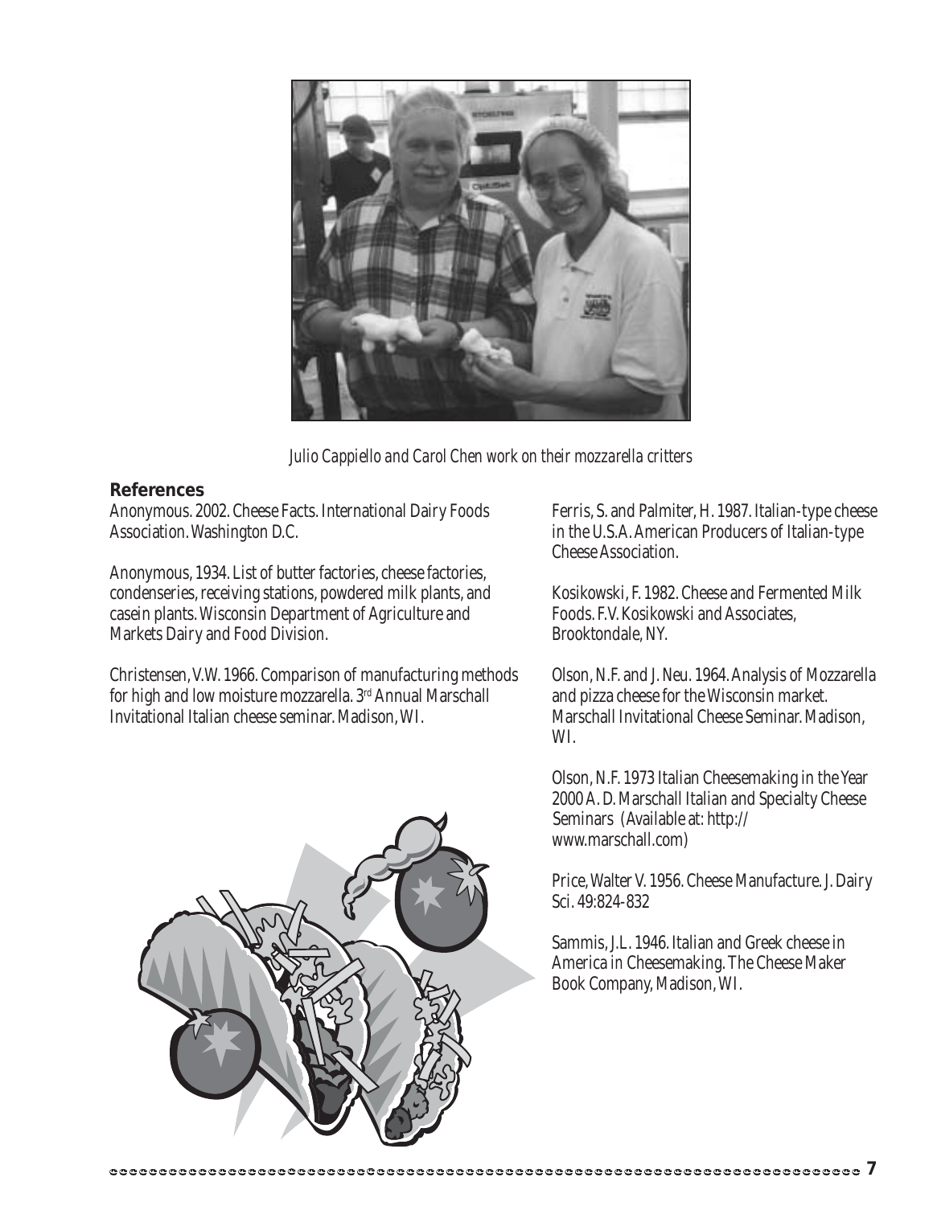*Julio Cappiello and Carol Chen work on their mozzarella critters*

## References

Anonymous. 2002. Cheese Facts. International Dairy Foods Association. Washington D.C.

Anonymous, 1934. List of butter factories, cheese factories, condenseries, receiving stations, powdered milk plants, and casein plants. Wisconsin Department of Agriculture and Markets Dairy and Food Division.

Christensen, V.W. 1966. Comparison of manufacturing methods for high and low moisture mozzarella. 3rd Annual Marschall Invitational Italian cheese seminar. Madison, WI.

Ferris, S. and Palmiter, H. 1987. Italian-type cheese in the U.S.A. American Producers of Italian-type Cheese Association.

Kosikowski, F. 1982. Cheese and Fermented Milk Foods. F.V. Kosikowski and Associates, Brooktondale, NY.

Olson, N.F. and J. Neu. 1964. Analysis of Mozzarella and pizza cheese for the Wisconsin market. Marschall Invitational Cheese Seminar. Madison, WI.

Olson, N.F. 1973 Italian Cheesemaking in the Year 2000 A. D. Marschall Italian and Specialty Cheese Seminars (Available at: http://www.marschall.com)

Price, Walter V. 1956. Cheese Manufacture. J. Dairy Sci. 49:824-832

Sammis, J.L. 1946. Italian and Greek cheese in America in Cheesemaking. The Cheese Maker Book Company, Madison, WI.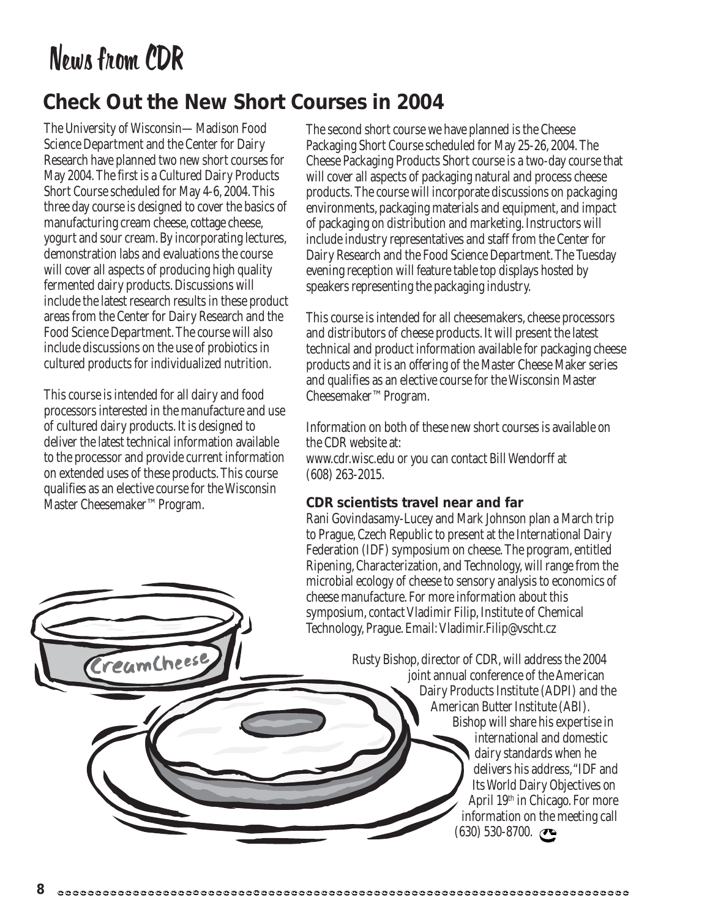# News from CDR

## Check Out the New Short Courses in 2004

The University of Wisconsin—Madison Food Science Department and the Center for Dairy Research have planned two new short courses for May 2004. The first is a Cultured Dairy Products Short Course scheduled for May 4-6, 2004. This three day course is designed to cover the basics of manufacturing cream cheese, cottage cheese, yogurt and sour cream. By incorporating lectures, demonstration labs and evaluations the course will cover all aspects of producing high quality fermented dairy products. Discussions will include the latest research results in these product areas from the Center for Dairy Research and the Food Science Department. The course will also include discussions on the use of probiotics in cultured products for individualized nutrition.

This course is intended for all dairy and food processors interested in the manufacture and use of cultured dairy products. It is designed to deliver the latest technical information available to the processor and provide current information on extended uses of these products. This course qualifies as an elective course for the Wisconsin Master Cheesemaker™ Program.

The second short course we have planned is the Cheese Packaging Short Course scheduled for May 25-26, 2004. The Cheese Packaging Products Short course is a two-day course that will cover all aspects of packaging natural and process cheese products. The course will incorporate discussions on packaging environments, packaging materials and equipment, and impact of packaging on distribution and marketing. Instructors will include industry representatives and staff from the Center for Dairy Research and the Food Science Department. The Tuesday evening reception will feature table top displays hosted by speakers representing the packaging industry.

This course is intended for all cheesemakers, cheese processors and distributors of cheese products. It will present the latest technical and product information available for packaging cheese products and it is an offering of the Master Cheese Maker series and qualifies as an elective course for the Wisconsin Master Cheesemaker™ Program.

Information on both of these new short courses is available on the CDR website at:
www.cdr.wisc.edu or you can contact Bill Wendorff at (608) 263-2015.

### CDR scientists travel near and far

Rani Govindasamy-Lucey and Mark Johnson plan a March trip to Prague, Czech Republic to present at the International Dairy Federation (IDF) symposium on cheese. The program, entitled Ripening, Characterization, and Technology, will range from the microbial ecology of cheese to sensory analysis to economics of cheese manufacture. For more information about this symposium, contact Vladimir Filip, Institute of Chemical Technology, Prague. Email: Vladimir.Filip@vscht.cz

Rusty Bishop, director of CDR, will address the 2004 joint annual conference of the American Dairy Products Institute (ADPI) and the American Butter Institute (ABI). Bishop will share his expertise in international and domestic dairy standards when he delivers his address, "IDF and Its World Dairy Objectives on April 19th in Chicago. For more information on the meeting call (630) 530-8700.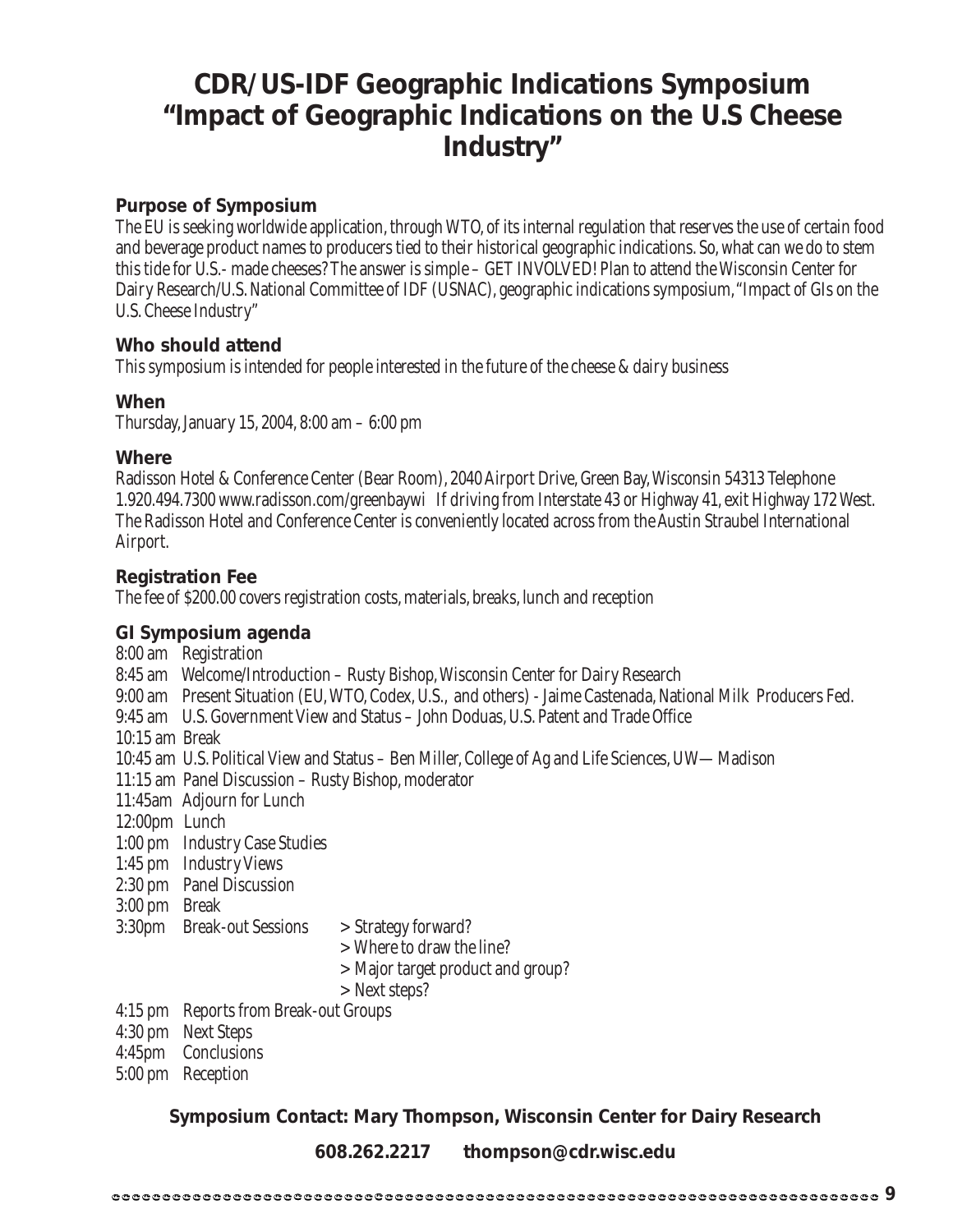# CDR/US-IDF Geographic Indications Symposium "Impact of Geographic Indications on the U.S Cheese Industry"

### Purpose of Symposium

The EU is seeking worldwide application, through WTO, of its internal regulation that reserves the use of certain food and beverage product names to producers tied to their historical geographic indications. So, what can we do to stem this tide for U.S.- made cheeses? The answer is simple – GET INVOLVED! Plan to attend the Wisconsin Center for Dairy Research/U.S. National Committee of IDF (USNAC), geographic indications symposium, "Impact of GIs on the U.S. Cheese Industry"

### Who should attend

This symposium is intended for people interested in the future of the cheese & dairy business

### When

Thursday, January 15, 2004, 8:00 am – 6:00 pm

### Where

Radisson Hotel & Conference Center (Bear Room), 2040 Airport Drive, Green Bay, Wisconsin 54313 Telephone 1.920.494.7300 www.radisson.com/greenbaywi If driving from Interstate 43 or Highway 41, exit Highway 172 West. The Radisson Hotel and Conference Center is conveniently located across from the Austin Straubel International Airport.

### Registration Fee

The fee of $200.00 covers registration costs, materials, breaks, lunch and reception

### GI Symposium agenda

8:00 am Registration
8:45 am Welcome/Introduction – Rusty Bishop, Wisconsin Center for Dairy Research
9:00 am Present Situation (EU, WTO, Codex, U.S., and others) - Jaime Castenada, National Milk Producers Fed.
9:45 am U.S. Government View and Status – John Doduas, U.S. Patent and Trade Office
10:15 am Break
10:45 am U.S. Political View and Status – Ben Miller, College of Ag and Life Sciences, UW—Madison
11:15 am Panel Discussion – Rusty Bishop, moderator
11:45am Adjourn for Lunch
12:00pm Lunch
1:00 pm Industry Case Studies
1:45 pm Industry Views
2:30 pm Panel Discussion
3:00 pm Break
3:30pm Break-out Sessions
> Strategy forward?
> Where to draw the line?
> Major target product and group?
> Next steps?
4:15 pm Reports from Break-out Groups
4:30 pm Next Steps
4:45pm Conclusions
5:00 pm Reception

**Symposium Contact: Mary Thompson, Wisconsin Center for Dairy Research**

**608.262.2217 thompson@cdr.wisc.edu**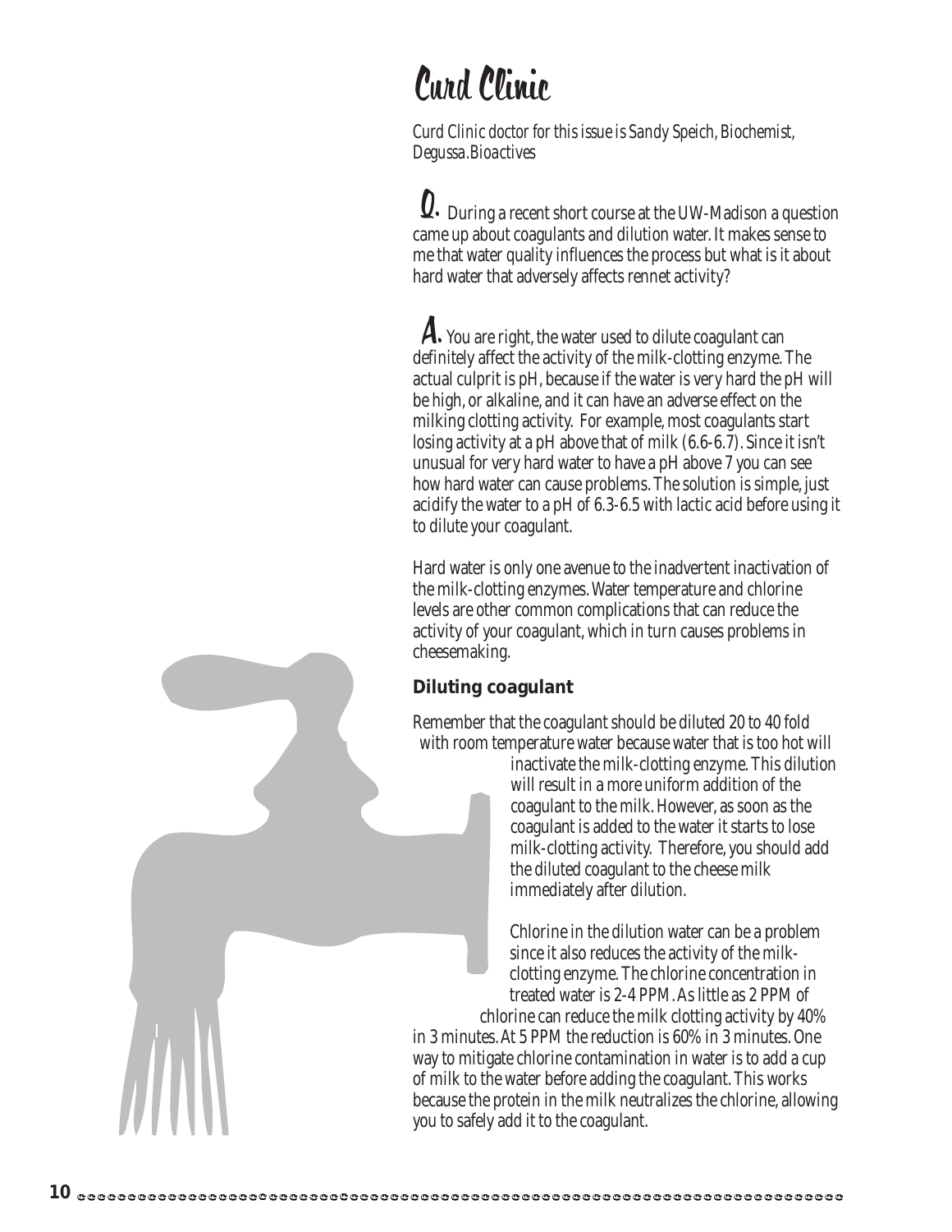# Curd Clinic

*Curd Clinic doctor for this issue is Sandy Speich, Biochemist, Degussa.Bioactives*

**Q.** During a recent short course at the UW-Madison a question came up about coagulants and dilution water. It makes sense to me that water quality influences the process but what is it about hard water that adversely affects rennet activity?

**A.** You are right, the water used to dilute coagulant can definitely affect the activity of the milk-clotting enzyme. The actual culprit is pH, because if the water is very hard the pH will be high, or alkaline, and it can have an adverse effect on the milking clotting activity. For example, most coagulants start losing activity at a pH above that of milk (6.6-6.7). Since it isn't unusual for very hard water to have a pH above 7 you can see how hard water can cause problems. The solution is simple, just acidify the water to a pH of 6.3-6.5 with lactic acid before using it to dilute your coagulant.

Hard water is only one avenue to the inadvertent inactivation of the milk-clotting enzymes. Water temperature and chlorine levels are other common complications that can reduce the activity of your coagulant, which in turn causes problems in cheesemaking.

### Diluting coagulant

Remember that the coagulant should be diluted 20 to 40 fold with room temperature water because water that is too hot will inactivate the milk-clotting enzyme. This dilution will result in a more uniform addition of the coagulant to the milk. However, as soon as the coagulant is added to the water it starts to lose milk-clotting activity. Therefore, you should add the diluted coagulant to the cheese milk immediately after dilution.

Chlorine in the dilution water can be a problem since it also reduces the activity of the milk-clotting enzyme. The chlorine concentration in treated water is 2-4 PPM. As little as 2 PPM of chlorine can reduce the milk clotting activity by 40% in 3 minutes. At 5 PPM the reduction is 60% in 3 minutes. One way to mitigate chlorine contamination in water is to add a cup of milk to the water before adding the coagulant. This works because the protein in the milk neutralizes the chlorine, allowing you to safely add it to the coagulant.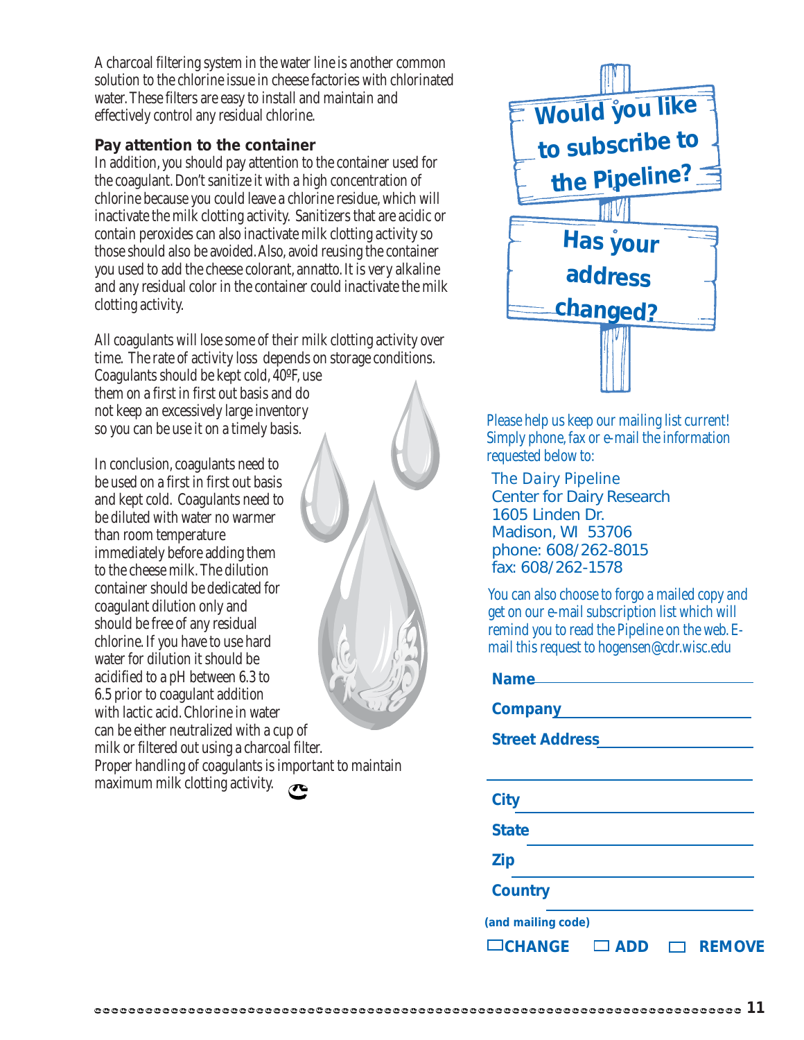A charcoal filtering system in the water line is another common solution to the chlorine issue in cheese factories with chlorinated water. These filters are easy to install and maintain and effectively control any residual chlorine.

**Pay attention to the container**

In addition, you should pay attention to the container used for the coagulant. Don't sanitize it with a high concentration of chlorine because you could leave a chlorine residue, which will inactivate the milk clotting activity. Sanitizers that are acidic or contain peroxides can also inactivate milk clotting activity so those should also be avoided. Also, avoid reusing the container you used to add the cheese colorant, annatto. It is very alkaline and any residual color in the container could inactivate the milk clotting activity.

All coagulants will lose some of their milk clotting activity over time. The rate of activity loss depends on storage conditions. Coagulants should be kept cold, 40ºF, use them on a first in first out basis and do not keep an excessively large inventory so you can be use it on a timely basis.

In conclusion, coagulants need to be used on a first in first out basis and kept cold. Coagulants need to be diluted with water no warmer than room temperature immediately before adding them to the cheese milk. The dilution container should be dedicated for coagulant dilution only and should be free of any residual chlorine. If you have to use hard water for dilution it should be acidified to a pH between 6.3 to 6.5 prior to coagulant addition with lactic acid. Chlorine in water can be either neutralized with a cup of milk or filtered out using a charcoal filter. Proper handling of coagulants is important to maintain maximum milk clotting activity.

**Would you like to subscribe to the Pipeline?**

**Has your address changed?**

Please help us keep our mailing list current! Simply phone, fax or e-mail the information requested below to:

The Dairy Pipeline
Center for Dairy Research
1605 Linden Dr.
Madison, WI 53706
phone: 608/262-8015
fax: 608/262-1578

You can also choose to forgo a mailed copy and get on our e-mail subscription list which will remind you to read the Pipeline on the web. E-mail this request to hogensen@cdr.wisc.edu

**Name** ______________________

**Company** ______________________

**Street Address** ______________________

______________________

**City** ______________________

**State** ______________________

**Zip** ______________________

**Country** ______________________

**(and mailing code)**

☐ **CHANGE** ☐ **ADD** ☐ **REMOVE**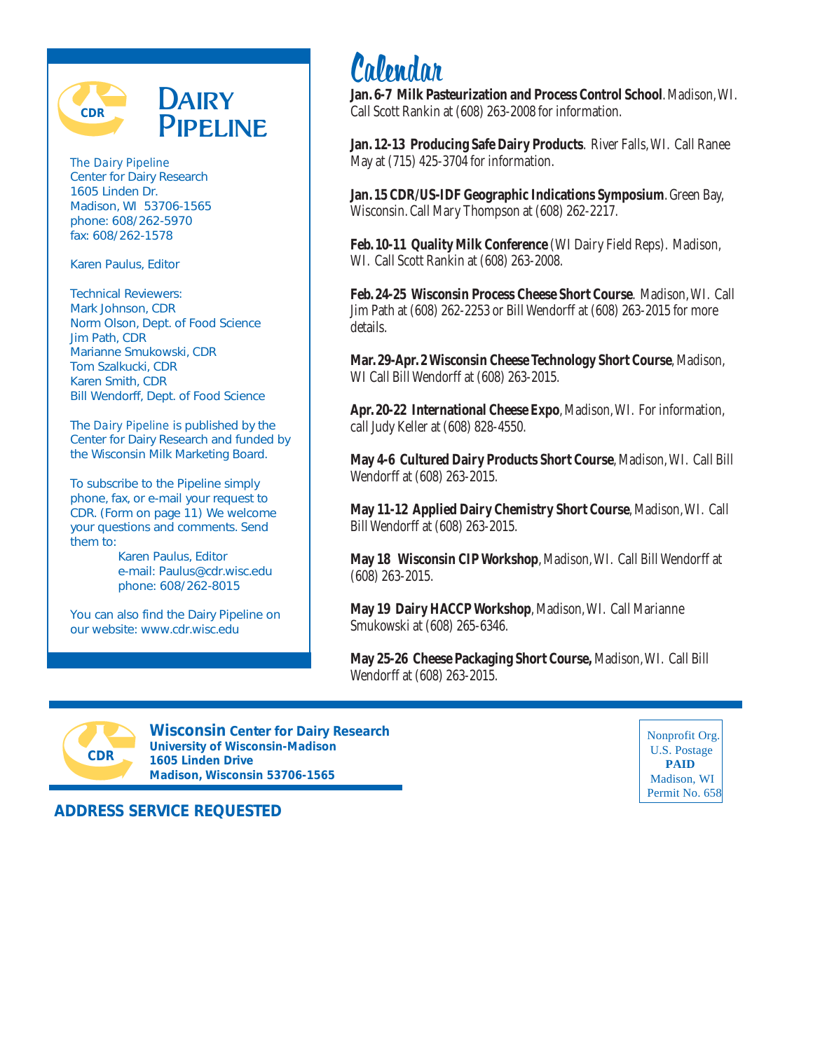# Dairy Pipeline

The *Dairy Pipeline*
Center for Dairy Research
1605 Linden Dr.
Madison, WI 53706-1565
phone: 608/262-5970
fax: 608/262-1578

Karen Paulus, Editor

Technical Reviewers:
Mark Johnson, CDR
Norm Olson, Dept. of Food Science
Jim Path, CDR
Marianne Smukowski, CDR
Tom Szalkucki, CDR
Karen Smith, CDR
Bill Wendorff, Dept. of Food Science

The *Dairy Pipeline* is published by the Center for Dairy Research and funded by the Wisconsin Milk Marketing Board.

To subscribe to the Pipeline simply phone, fax, or e-mail your request to CDR. (Form on page 11) We welcome your questions and comments. Send them to:

Karen Paulus, Editor
e-mail: Paulus@cdr.wisc.edu
phone: 608/262-8015

You can also find the Dairy Pipeline on our website: www.cdr.wisc.edu

# Calendar

**Jan. 6-7 Milk Pasteurization and Process Control School**. Madison, WI. Call Scott Rankin at (608) 263-2008 for information.

**Jan. 12-13 Producing Safe Dairy Products**. River Falls, WI. Call Ranee May at (715) 425-3704 for information.

**Jan. 15 CDR/US-IDF Geographic Indications Symposium**. Green Bay, Wisconsin. Call Mary Thompson at (608) 262-2217.

**Feb. 10-11 Quality Milk Conference** (WI Dairy Field Reps). Madison, WI. Call Scott Rankin at (608) 263-2008.

**Feb. 24-25 Wisconsin Process Cheese Short Course**. Madison, WI. Call Jim Path at (608) 262-2253 or Bill Wendorff at (608) 263-2015 for more details.

**Mar. 29-Apr. 2 Wisconsin Cheese Technology Short Course**, Madison, WI Call Bill Wendorff at (608) 263-2015.

**Apr. 20-22 International Cheese Expo**, Madison, WI. For information, call Judy Keller at (608) 828-4550.

**May 4-6 Cultured Dairy Products Short Course**, Madison, WI. Call Bill Wendorff at (608) 263-2015.

**May 11-12 Applied Dairy Chemistry Short Course**, Madison, WI. Call Bill Wendorff at (608) 263-2015.

**May 18 Wisconsin CIP Workshop**, Madison, WI. Call Bill Wendorff at (608) 263-2015.

**May 19 Dairy HACCP Workshop**, Madison, WI. Call Marianne Smukowski at (608) 265-6346.

**May 25-26 Cheese Packaging Short Course,** Madison, WI. Call Bill Wendorff at (608) 263-2015.

**Wisconsin Center for Dairy Research**
**University of Wisconsin-Madison**
**1605 Linden Drive**
**Madison, Wisconsin 53706-1565**

**ADDRESS SERVICE REQUESTED**

Nonprofit Org.
U.S. Postage
**PAID**
Madison, WI
Permit No. 658